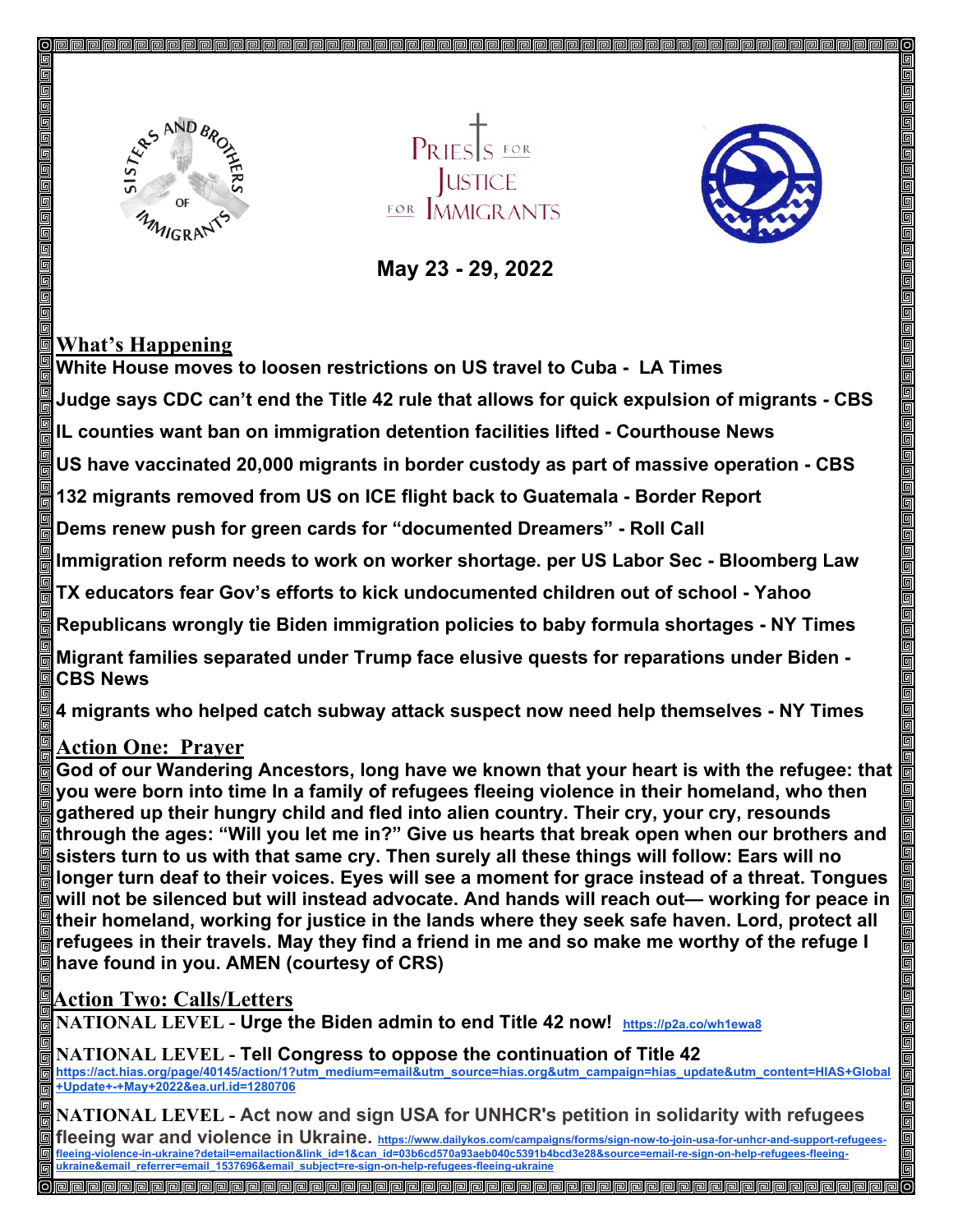May 23 - 29, 2022

## What's Happening

**White House moves to loosen restrictions on US travel to Cuba - LA Times**

**Judge says CDC can't end the Title 42 rule that allows for quick expulsion of migrants - CBS**

**IL counties want ban on immigration detention facilities lifted - Courthouse News**

**US have vaccinated 20,000 migrants in border custody as part of massive operation - CBS**

**132 migrants removed from US on ICE flight back to Guatemala - Border Report**

**Dems renew push for green cards for "documented Dreamers" - Roll Call**

**Immigration reform needs to work on worker shortage. per US Labor Sec - Bloomberg Law**

**TX educators fear Gov's efforts to kick undocumented children out of school - Yahoo**

**Republicans wrongly tie Biden immigration policies to baby formula shortages - NY Times**

**Migrant families separated under Trump face elusive quests for reparations under Biden - CBS News**

**4 migrants who helped catch subway attack suspect now need help themselves - NY Times**

## Action One: Prayer

**God of our Wandering Ancestors, long have we known that your heart is with the refugee: that you were born into time In a family of refugees fleeing violence in their homeland, who then gathered up their hungry child and fled into alien country. Their cry, your cry, resounds through the ages: "Will you let me in?" Give us hearts that break open when our brothers and sisters turn to us with that same cry. Then surely all these things will follow: Ears will no longer turn deaf to their voices. Eyes will see a moment for grace instead of a threat. Tongues will not be silenced but will instead advocate. And hands will reach out— working for peace in their homeland, working for justice in the lands where they seek safe haven. Lord, protect all refugees in their travels. May they find a friend in me and so make me worthy of the refuge I have found in you. AMEN (courtesy of CRS)**

## Action Two: Calls/Letters

**NATIONAL LEVEL - Urge the Biden admin to end Title 42 now!** https://p2a.co/wh1ewa8

**NATIONAL LEVEL - Tell Congress to oppose the continuation of Title 42**
https://act.hias.org/page/40145/action/1?utm_medium=email&utm_source=hias.org&utm_campaign=hias_update&utm_content=HIAS+Global+Update+-+May+2022&ea.url.id=1280706

**NATIONAL LEVEL - Act now and sign USA for UNHCR's petition in solidarity with refugees fleeing war and violence in Ukraine.** https://www.dailykos.com/campaigns/forms/sign-now-to-join-usa-for-unhcr-and-support-refugees-fleeing-violence-in-ukraine?detail=emailaction&link_id=1&can_id=03b6cd570a93aeb040c5391b4bcd3e28&source=email-re-sign-on-help-refugees-fleeing-ukraine&email_referrer=email_1537696&email_subject=re-sign-on-help-refugees-fleeing-ukraine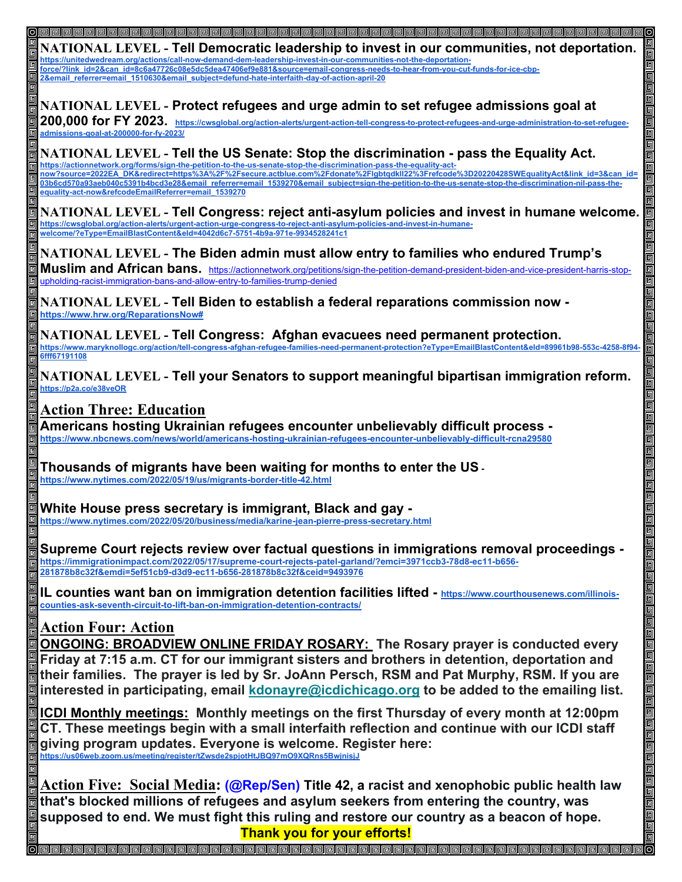**NATIONAL LEVEL - Tell Democratic leadership to invest in our communities, not deportation.**
https://unitedwedream.org/actions/call-now-demand-dem-leadership-invest-in-our-communities-not-the-deportation-force/?link_id=2&can_id=8c6a47726c08e5dc5dea47406ef9e881&source=email-congress-needs-to-hear-from-you-cut-funds-for-ice-cbp-2&email_referrer=email_1510630&email_subject=defund-hate-interfaith-day-of-action-april-20

**NATIONAL LEVEL - Protect refugees and urge admin to set refugee admissions goal at 200,000 for FY 2023.** https://cwsglobal.org/action-alerts/urgent-action-tell-congress-to-protect-refugees-and-urge-administration-to-set-refugee-admissions-goal-at-200000-for-fy-2023/

**NATIONAL LEVEL - Tell the US Senate: Stop the discrimination - pass the Equality Act.**
https://actionnetwork.org/forms/sign-the-petition-to-the-us-senate-stop-the-discrimination-pass-the-equality-act-now?source=2022EA_DK&redirect=https%3A%2F%2Fsecure.actblue.com%2Fdonate%2Flgbtqdkll22%3Frefcode%3D20220428SWEqualityAct&link_id=3&can_id=03b6cd570a93aeb040c5391b4bcd3e28&email_referrer=email_1539270&email_subject=sign-the-petition-to-the-us-senate-stop-the-discrimination-nil-pass-the-equality-act-now&refcodeEmailReferrer=email_1539270

**NATIONAL LEVEL - Tell Congress: reject anti-asylum policies and invest in humane welcome.**
https://cwsglobal.org/action-alerts/urgent-action-urge-congress-to-reject-anti-asylum-policies-and-invest-in-humane-welcome/?eType=EmailBlastContent&eId=4042d6c7-5751-4b9a-971e-9934528241c1

**NATIONAL LEVEL - The Biden admin must allow entry to families who endured Trump's Muslim and African bans.** https://actionnetwork.org/petitions/sign-the-petition-demand-president-biden-and-vice-president-harris-stop-upholding-racist-immigration-bans-and-allow-entry-to-families-trump-denied

**NATIONAL LEVEL - Tell Biden to establish a federal reparations commission now -**
https://www.hrw.org/ReparationsNow#

**NATIONAL LEVEL - Tell Congress: Afghan evacuees need permanent protection.**
https://www.maryknollogc.org/action/tell-congress-afghan-refugee-families-need-permanent-protection?eType=EmailBlastContent&eId=89961b98-553c-4258-8f94-6fff67191108

**NATIONAL LEVEL - Tell your Senators to support meaningful bipartisan immigration reform.**
https://p2a.co/e38veOR

## Action Three: Education

**Americans hosting Ukrainian refugees encounter unbelievably difficult process -**
https://www.nbcnews.com/news/world/americans-hosting-ukrainian-refugees-encounter-unbelievably-difficult-rcna29580

**Thousands of migrants have been waiting for months to enter the US -**
https://www.nytimes.com/2022/05/19/us/migrants-border-title-42.html

**White House press secretary is immigrant, Black and gay -**
https://www.nytimes.com/2022/05/20/business/media/karine-jean-pierre-press-secretary.html

**Supreme Court rejects review over factual questions in immigrations removal proceedings -**
https://immigrationimpact.com/2022/05/17/supreme-court-rejects-patel-garland/?emci=3971ccb3-78d8-ec11-b656-281878b8c32f&emdi=5ef51cb9-d3d9-ec11-b656-281878b8c32f&ceid=9493976

**IL counties want ban on immigration detention facilities lifted -** https://www.courthousenews.com/illinois-counties-ask-seventh-circuit-to-lift-ban-on-immigration-detention-contracts/

## Action Four: Action

**ONGOING: BROADVIEW ONLINE FRIDAY ROSARY: The Rosary prayer is conducted every Friday at 7:15 a.m. CT for our immigrant sisters and brothers in detention, deportation and their families. The prayer is led by Sr. JoAnn Persch, RSM and Pat Murphy, RSM. If you are interested in participating, email kdonayre@icdichicago.org to be added to the emailing list.**

**ICDI Monthly meetings: Monthly meetings on the first Thursday of every month at 12:00pm CT. These meetings begin with a small interfaith reflection and continue with our ICDI staff giving program updates. Everyone is welcome. Register here:**
https://us06web.zoom.us/meeting/register/tZwsde2spjotHtJBQ97mO9XQRns5BwjnisjJ

## Action Five: Social Media:

**(@Rep/Sen) Title 42, a racist and xenophobic public health law that's blocked millions of refugees and asylum seekers from entering the country, was supposed to end. We must fight this ruling and restore our country as a beacon of hope.**

**Thank you for your efforts!**